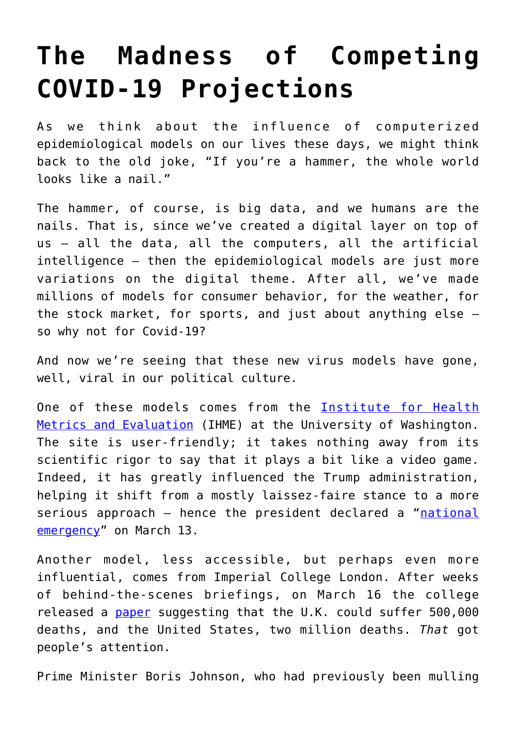# The Madness of Competing COVID-19 Projections

As we think about the influence of computerized epidemiological models on our lives these days, we might think back to the old joke, "If you're a hammer, the whole world looks like a nail."

The hammer, of course, is big data, and we humans are the nails. That is, since we've created a digital layer on top of us – all the data, all the computers, all the artificial intelligence – then the epidemiological models are just more variations on the digital theme. After all, we've made millions of models for consumer behavior, for the weather, for the stock market, for sports, and just about anything else – so why not for Covid-19?

And now we're seeing that these new virus models have gone, well, viral in our political culture.

One of these models comes from the Institute for Health Metrics and Evaluation (IHME) at the University of Washington. The site is user-friendly; it takes nothing away from its scientific rigor to say that it plays a bit like a video game. Indeed, it has greatly influenced the Trump administration, helping it shift from a mostly laissez-faire stance to a more serious approach – hence the president declared a "national emergency" on March 13.

Another model, less accessible, but perhaps even more influential, comes from Imperial College London. After weeks of behind-the-scenes briefings, on March 16 the college released a paper suggesting that the U.K. could suffer 500,000 deaths, and the United States, two million deaths. *That* got people's attention.

Prime Minister Boris Johnson, who had previously been mulling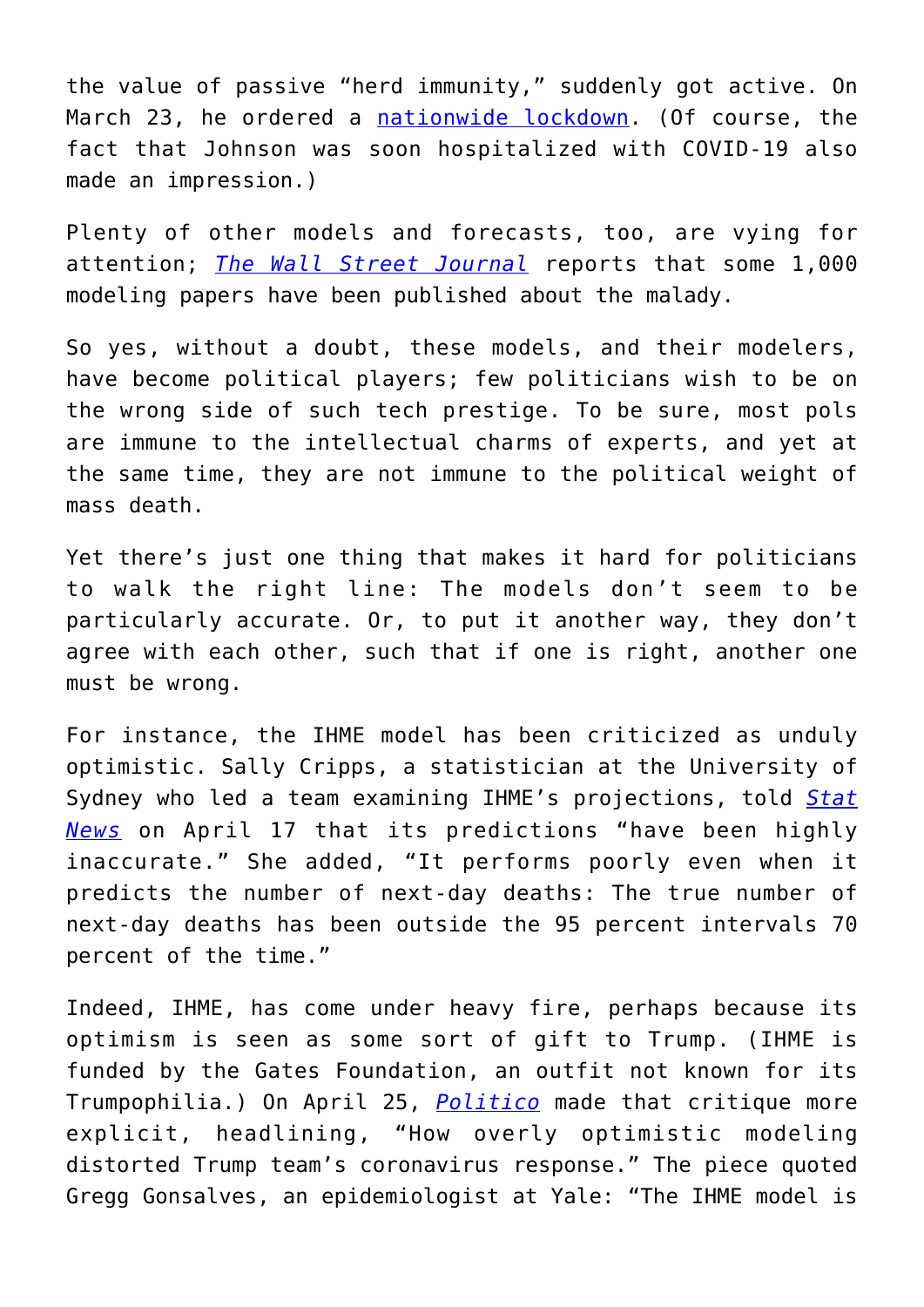the value of passive "herd immunity," suddenly got active. On March 23, he ordered a nationwide lockdown. (Of course, the fact that Johnson was soon hospitalized with COVID-19 also made an impression.)

Plenty of other models and forecasts, too, are vying for attention; *The Wall Street Journal* reports that some 1,000 modeling papers have been published about the malady.

So yes, without a doubt, these models, and their modelers, have become political players; few politicians wish to be on the wrong side of such tech prestige. To be sure, most pols are immune to the intellectual charms of experts, and yet at the same time, they are not immune to the political weight of mass death.

Yet there's just one thing that makes it hard for politicians to walk the right line: The models don't seem to be particularly accurate. Or, to put it another way, they don't agree with each other, such that if one is right, another one must be wrong.

For instance, the IHME model has been criticized as unduly optimistic. Sally Cripps, a statistician at the University of Sydney who led a team examining IHME's projections, told *Stat News* on April 17 that its predictions "have been highly inaccurate." She added, "It performs poorly even when it predicts the number of next-day deaths: The true number of next-day deaths has been outside the 95 percent intervals 70 percent of the time."

Indeed, IHME, has come under heavy fire, perhaps because its optimism is seen as some sort of gift to Trump. (IHME is funded by the Gates Foundation, an outfit not known for its Trumpophilia.) On April 25, *Politico* made that critique more explicit, headlining, "How overly optimistic modeling distorted Trump team's coronavirus response." The piece quoted Gregg Gonsalves, an epidemiologist at Yale: "The IHME model is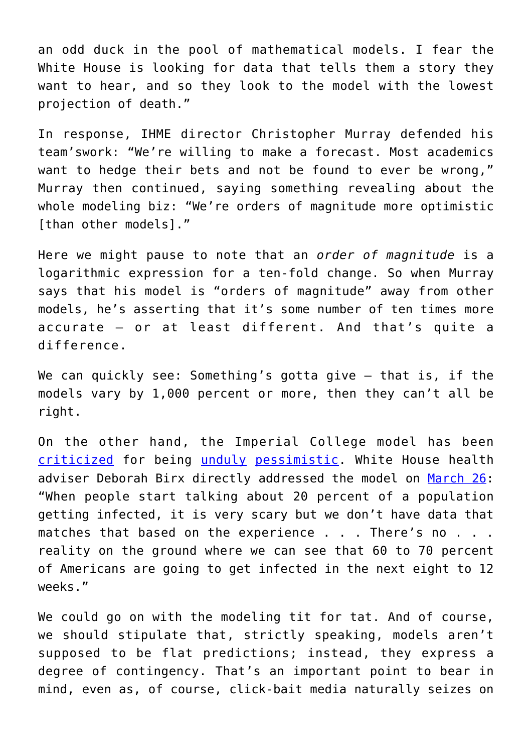an odd duck in the pool of mathematical models. I fear the White House is looking for data that tells them a story they want to hear, and so they look to the model with the lowest projection of death."

In response, IHME director Christopher Murray defended his team'swork: "We're willing to make a forecast. Most academics want to hedge their bets and not be found to ever be wrong," Murray then continued, saying something revealing about the whole modeling biz: "We're orders of magnitude more optimistic [than other models]."

Here we might pause to note that an *order of magnitude* is a logarithmic expression for a ten-fold change. So when Murray says that his model is "orders of magnitude" away from other models, he's asserting that it's some number of ten times more accurate – or at least different. And that's quite a difference.

We can quickly see: Something's gotta give – that is, if the models vary by 1,000 percent or more, then they can't all be right.

On the other hand, the Imperial College model has been criticized for being unduly pessimistic. White House health adviser Deborah Birx directly addressed the model on March 26: "When people start talking about 20 percent of a population getting infected, it is very scary but we don't have data that matches that based on the experience . . . There's no . . . reality on the ground where we can see that 60 to 70 percent of Americans are going to get infected in the next eight to 12 weeks."

We could go on with the modeling tit for tat. And of course, we should stipulate that, strictly speaking, models aren't supposed to be flat predictions; instead, they express a degree of contingency. That's an important point to bear in mind, even as, of course, click-bait media naturally seizes on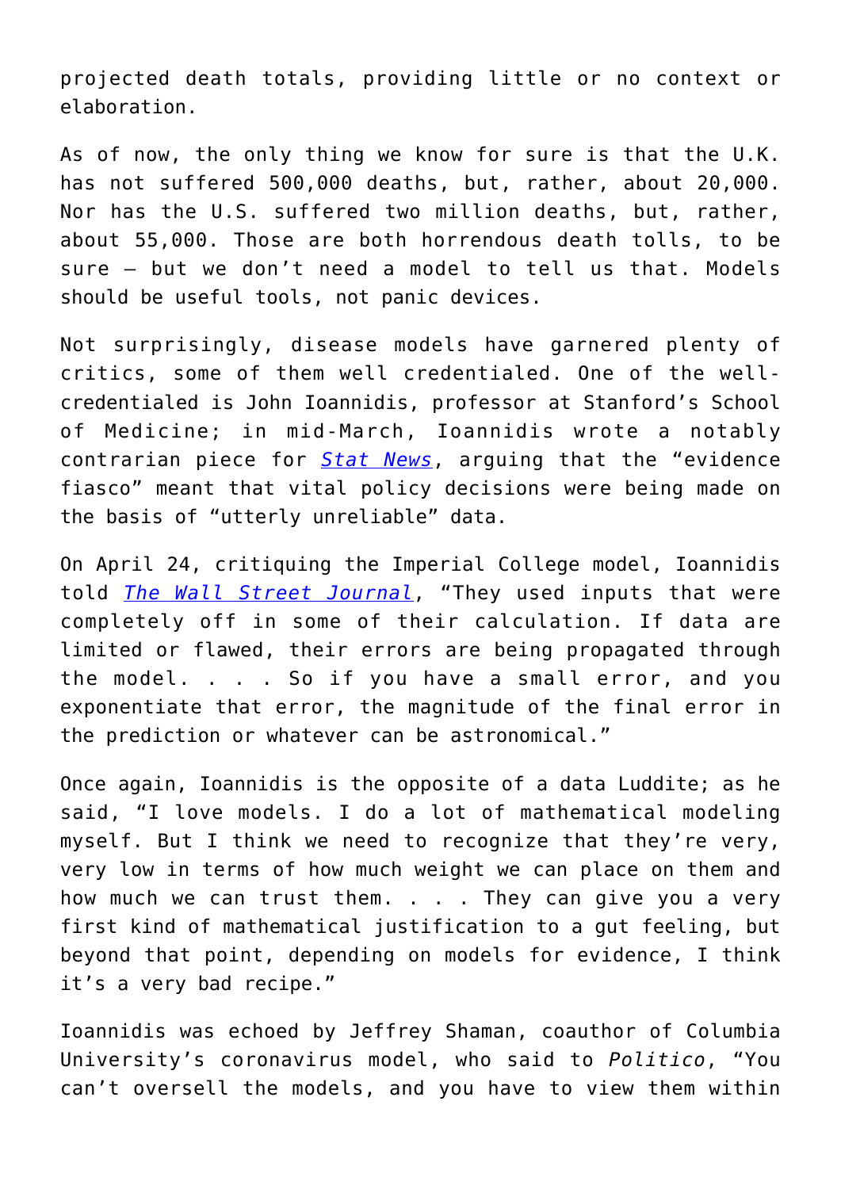projected death totals, providing little or no context or elaboration.

As of now, the only thing we know for sure is that the U.K. has not suffered 500,000 deaths, but, rather, about 20,000. Nor has the U.S. suffered two million deaths, but, rather, about 55,000. Those are both horrendous death tolls, to be sure — but we don't need a model to tell us that. Models should be useful tools, not panic devices.

Not surprisingly, disease models have garnered plenty of critics, some of them well credentialed. One of the well-credentialed is John Ioannidis, professor at Stanford's School of Medicine; in mid-March, Ioannidis wrote a notably contrarian piece for *Stat News*, arguing that the "evidence fiasco" meant that vital policy decisions were being made on the basis of "utterly unreliable" data.

On April 24, critiquing the Imperial College model, Ioannidis told *The Wall Street Journal*, "They used inputs that were completely off in some of their calculation. If data are limited or flawed, their errors are being propagated through the model. . . . So if you have a small error, and you exponentiate that error, the magnitude of the final error in the prediction or whatever can be astronomical."

Once again, Ioannidis is the opposite of a data Luddite; as he said, "I love models. I do a lot of mathematical modeling myself. But I think we need to recognize that they're very, very low in terms of how much weight we can place on them and how much we can trust them. . . . They can give you a very first kind of mathematical justification to a gut feeling, but beyond that point, depending on models for evidence, I think it's a very bad recipe."

Ioannidis was echoed by Jeffrey Shaman, coauthor of Columbia University's coronavirus model, who said to *Politico*, "You can't oversell the models, and you have to view them within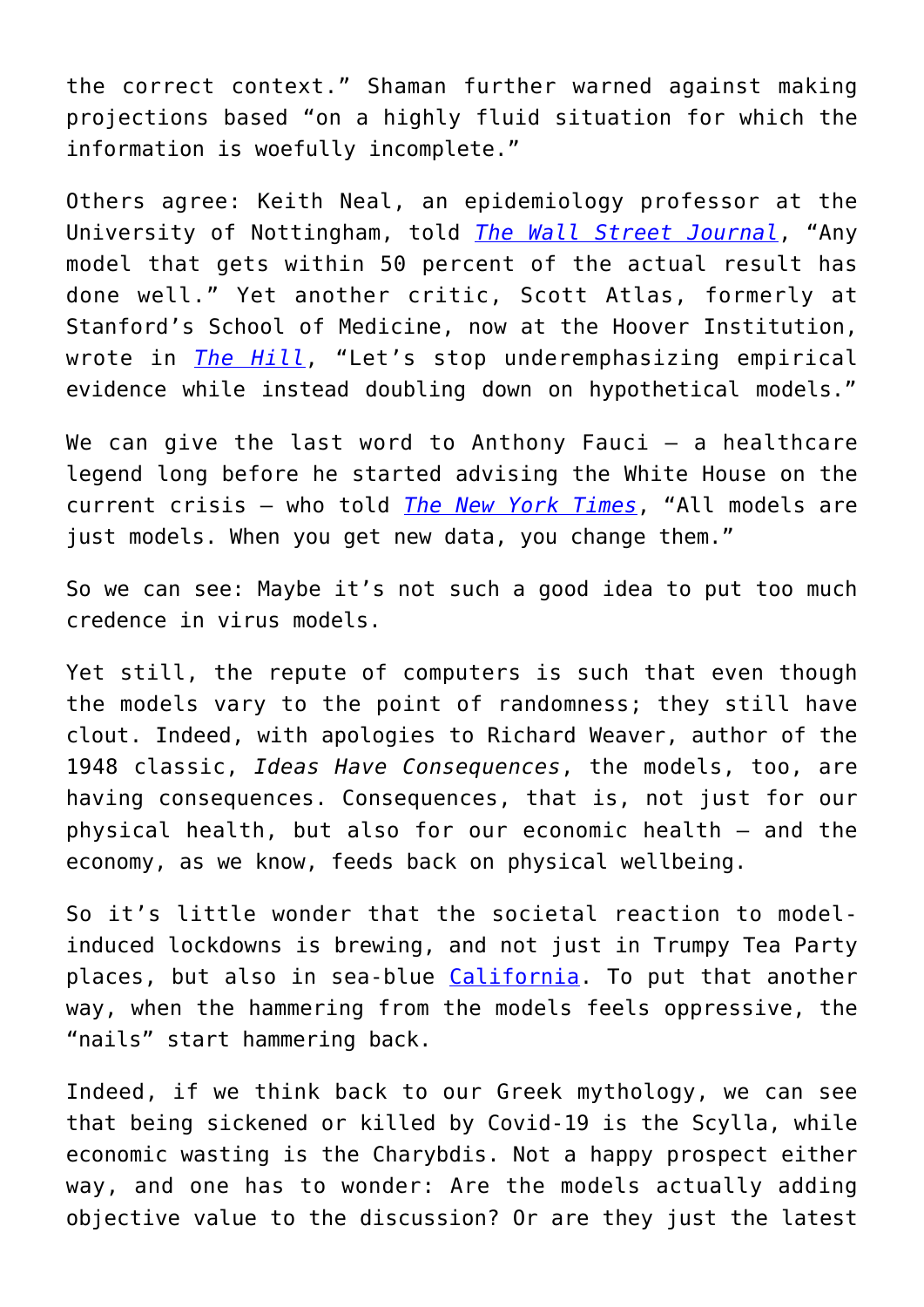the correct context." Shaman further warned against making projections based "on a highly fluid situation for which the information is woefully incomplete."

Others agree: Keith Neal, an epidemiology professor at the University of Nottingham, told *The Wall Street Journal*, "Any model that gets within 50 percent of the actual result has done well." Yet another critic, Scott Atlas, formerly at Stanford's School of Medicine, now at the Hoover Institution, wrote in *The Hill*, "Let's stop underemphasizing empirical evidence while instead doubling down on hypothetical models."

We can give the last word to Anthony Fauci — a healthcare legend long before he started advising the White House on the current crisis — who told *The New York Times*, "All models are just models. When you get new data, you change them."

So we can see: Maybe it's not such a good idea to put too much credence in virus models.

Yet still, the repute of computers is such that even though the models vary to the point of randomness; they still have clout. Indeed, with apologies to Richard Weaver, author of the 1948 classic, *Ideas Have Consequences*, the models, too, are having consequences. Consequences, that is, not just for our physical health, but also for our economic health — and the economy, as we know, feeds back on physical wellbeing.

So it's little wonder that the societal reaction to model-induced lockdowns is brewing, and not just in Trumpy Tea Party places, but also in sea-blue California. To put that another way, when the hammering from the models feels oppressive, the "nails" start hammering back.

Indeed, if we think back to our Greek mythology, we can see that being sickened or killed by Covid-19 is the Scylla, while economic wasting is the Charybdis. Not a happy prospect either way, and one has to wonder: Are the models actually adding objective value to the discussion? Or are they just the latest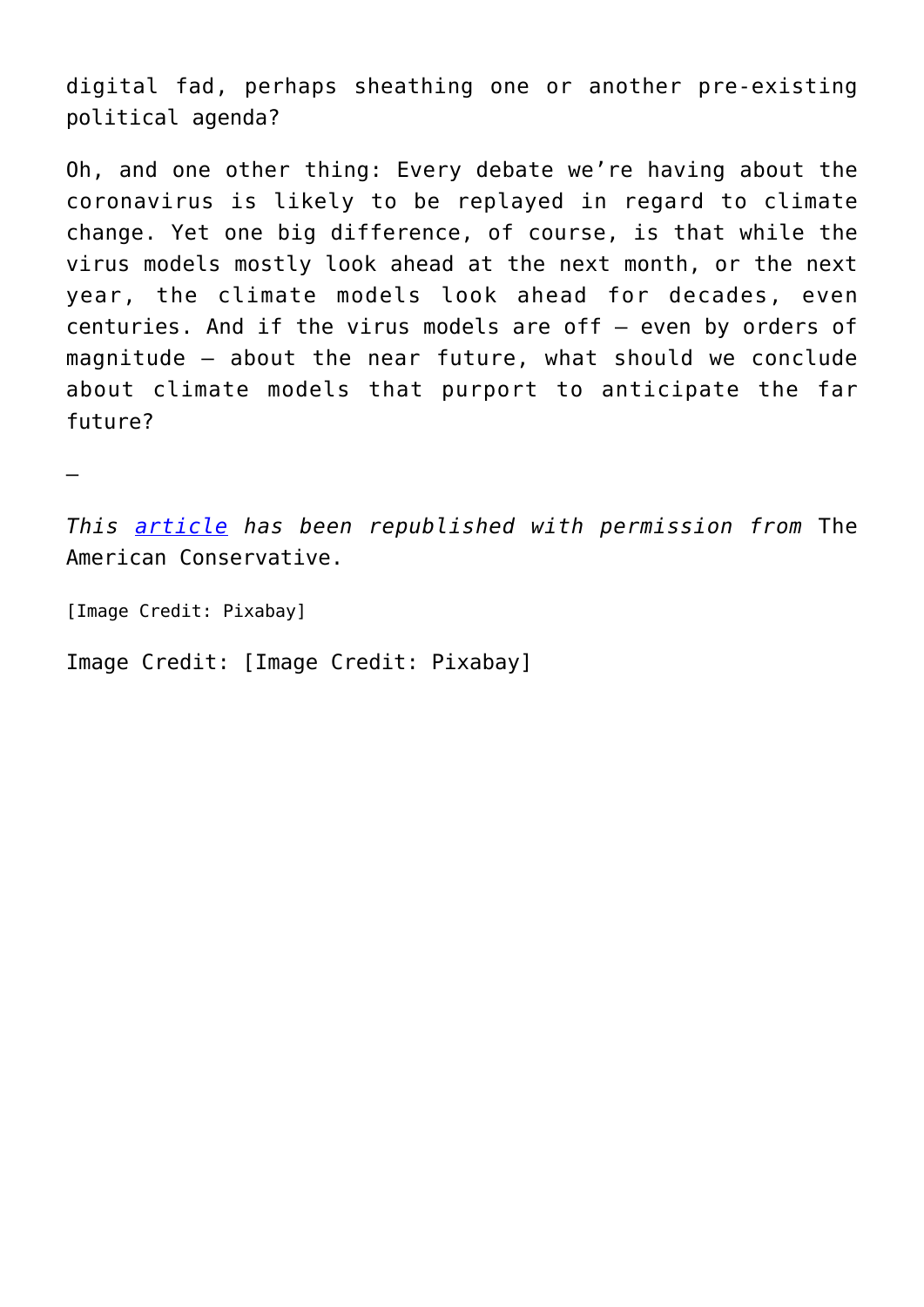digital fad, perhaps sheathing one or another pre-existing political agenda?

Oh, and one other thing: Every debate we're having about the coronavirus is likely to be replayed in regard to climate change. Yet one big difference, of course, is that while the virus models mostly look ahead at the next month, or the next year, the climate models look ahead for decades, even centuries. And if the virus models are off – even by orders of magnitude – about the near future, what should we conclude about climate models that purport to anticipate the far future?

—

*This article has been republished with permission from* The American Conservative.

[Image Credit: Pixabay]

Image Credit: [Image Credit: Pixabay]